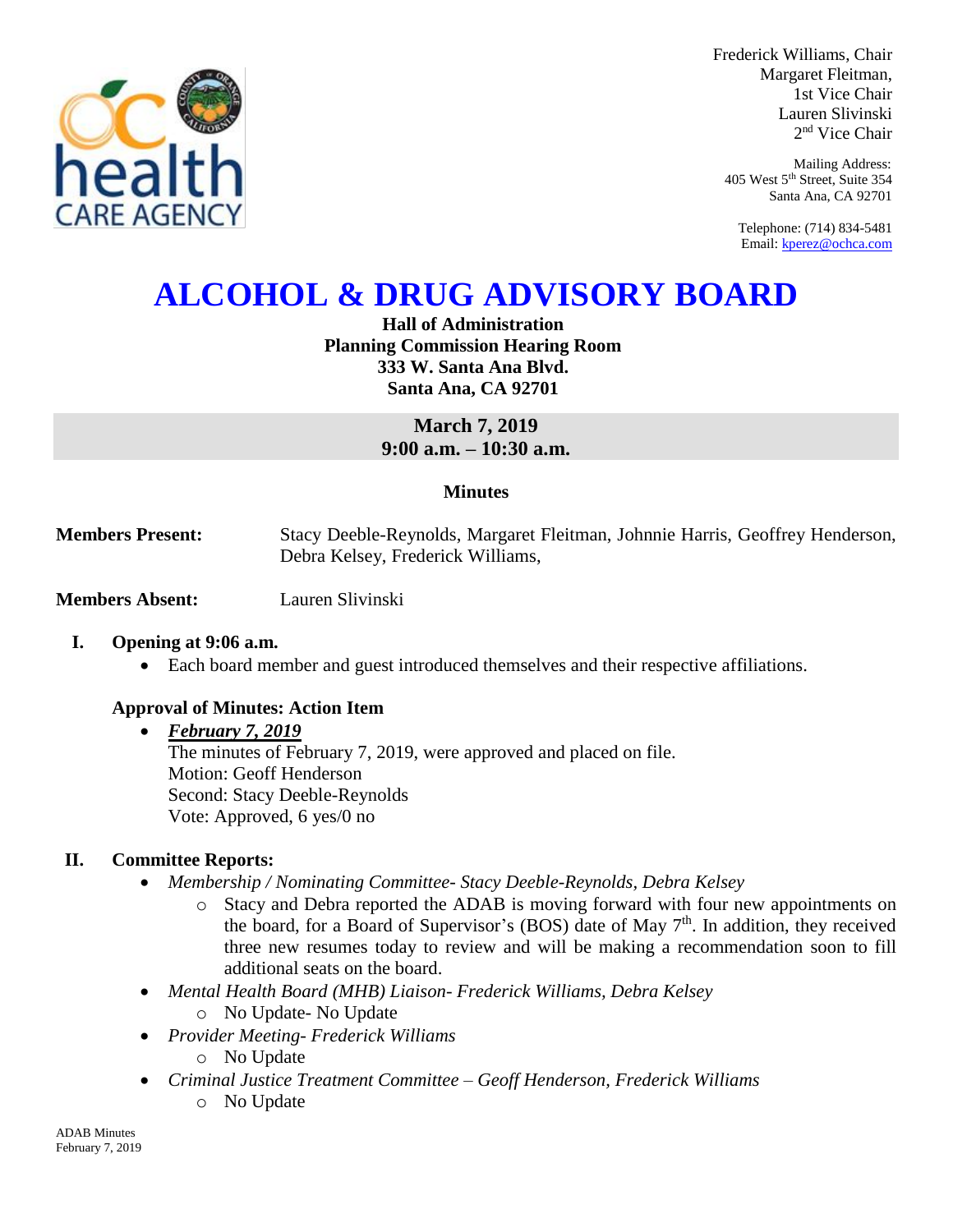Frederick Williams, Chair
Margaret Fleitman,
1st Vice Chair
Lauren Slivinski
2nd Vice Chair

Mailing Address:
405 West 5th Street, Suite 354
Santa Ana, CA 92701

Telephone: (714) 834-5481
Email: kperez@ochca.com

# ALCOHOL & DRUG ADVISORY BOARD

**Hall of Administration**
**Planning Commission Hearing Room**
**333 W. Santa Ana Blvd.**
**Santa Ana, CA 92701**

**March 7, 2019**
**9:00 a.m. – 10:30 a.m.**

**Minutes**

**Members Present:** Stacy Deeble-Reynolds, Margaret Fleitman, Johnnie Harris, Geoffrey Henderson, Debra Kelsey, Frederick Williams,

**Members Absent:** Lauren Slivinski

## I. Opening at 9:06 a.m.

- Each board member and guest introduced themselves and their respective affiliations.

### Approval of Minutes: Action Item

- ***February 7, 2019***
  The minutes of February 7, 2019, were approved and placed on file.
  Motion: Geoff Henderson
  Second: Stacy Deeble-Reynolds
  Vote: Approved, 6 yes/0 no

## II. Committee Reports:

- *Membership / Nominating Committee- Stacy Deeble-Reynolds, Debra Kelsey*
  - Stacy and Debra reported the ADAB is moving forward with four new appointments on the board, for a Board of Supervisor's (BOS) date of May 7th. In addition, they received three new resumes today to review and will be making a recommendation soon to fill additional seats on the board.
- *Mental Health Board (MHB) Liaison- Frederick Williams, Debra Kelsey*
  - No Update- No Update
- *Provider Meeting- Frederick Williams*
  - No Update
- *Criminal Justice Treatment Committee – Geoff Henderson, Frederick Williams*
  - No Update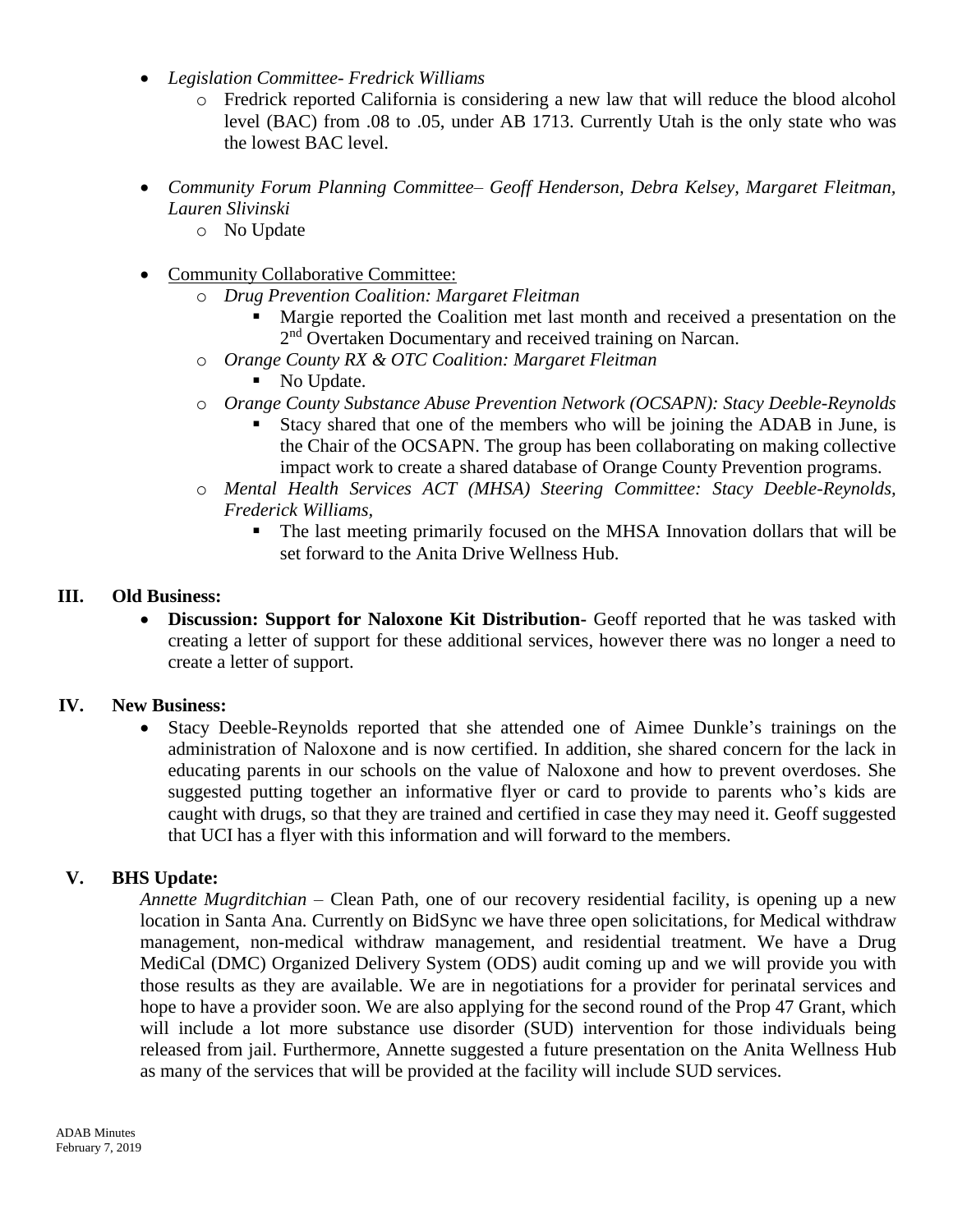- *Legislation Committee- Fredrick Williams*
    - Fredrick reported California is considering a new law that will reduce the blood alcohol level (BAC) from .08 to .05, under AB 1713. Currently Utah is the only state who was the lowest BAC level.

- *Community Forum Planning Committee– Geoff Henderson, Debra Kelsey, Margaret Fleitman, Lauren Slivinski*
    - No Update

- Community Collaborative Committee:
    - *Drug Prevention Coalition: Margaret Fleitman*
        - Margie reported the Coalition met last month and received a presentation on the 2nd Overtaken Documentary and received training on Narcan.
    - *Orange County RX & OTC Coalition: Margaret Fleitman*
        - No Update.
    - *Orange County Substance Abuse Prevention Network (OCSAPN): Stacy Deeble-Reynolds*
        - Stacy shared that one of the members who will be joining the ADAB in June, is the Chair of the OCSAPN. The group has been collaborating on making collective impact work to create a shared database of Orange County Prevention programs.
    - *Mental Health Services ACT (MHSA) Steering Committee: Stacy Deeble-Reynolds, Frederick Williams,*
        - The last meeting primarily focused on the MHSA Innovation dollars that will be set forward to the Anita Drive Wellness Hub.

## III. Old Business:

- **Discussion: Support for Naloxone Kit Distribution-** Geoff reported that he was tasked with creating a letter of support for these additional services, however there was no longer a need to create a letter of support.

## IV. New Business:

- Stacy Deeble-Reynolds reported that she attended one of Aimee Dunkle's trainings on the administration of Naloxone and is now certified. In addition, she shared concern for the lack in educating parents in our schools on the value of Naloxone and how to prevent overdoses. She suggested putting together an informative flyer or card to provide to parents who's kids are caught with drugs, so that they are trained and certified in case they may need it. Geoff suggested that UCI has a flyer with this information and will forward to the members.

## V. BHS Update:

*Annette Mugrditchian* – Clean Path, one of our recovery residential facility, is opening up a new location in Santa Ana. Currently on BidSync we have three open solicitations, for Medical withdraw management, non-medical withdraw management, and residential treatment. We have a Drug MediCal (DMC) Organized Delivery System (ODS) audit coming up and we will provide you with those results as they are available. We are in negotiations for a provider for perinatal services and hope to have a provider soon. We are also applying for the second round of the Prop 47 Grant, which will include a lot more substance use disorder (SUD) intervention for those individuals being released from jail. Furthermore, Annette suggested a future presentation on the Anita Wellness Hub as many of the services that will be provided at the facility will include SUD services.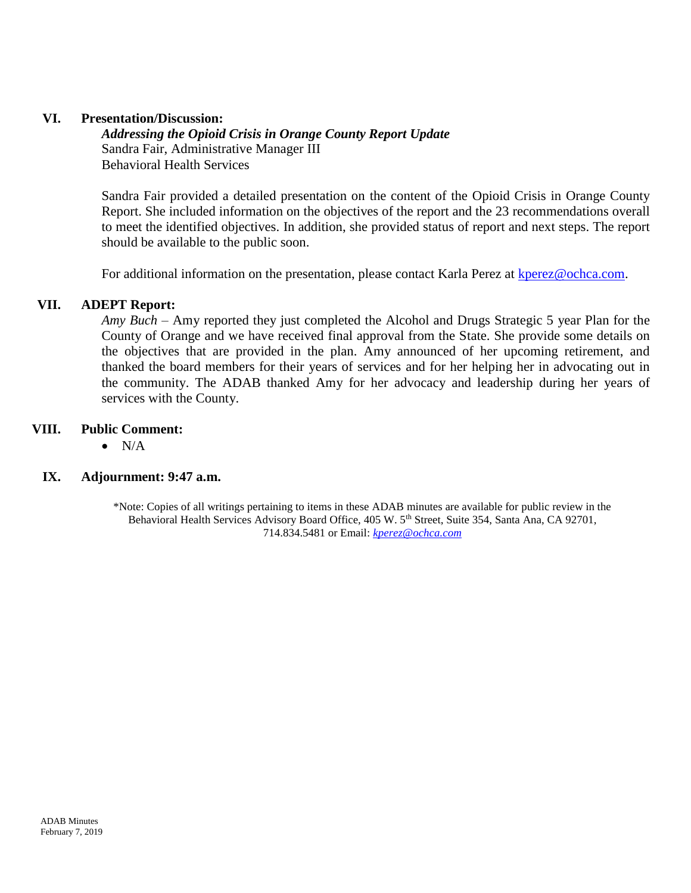## VI. Presentation/Discussion:

***Addressing the Opioid Crisis in Orange County Report Update***
Sandra Fair, Administrative Manager III
Behavioral Health Services

Sandra Fair provided a detailed presentation on the content of the Opioid Crisis in Orange County Report. She included information on the objectives of the report and the 23 recommendations overall to meet the identified objectives. In addition, she provided status of report and next steps. The report should be available to the public soon.

For additional information on the presentation, please contact Karla Perez at kperez@ochca.com.

## VII. ADEPT Report:

*Amy Buch* – Amy reported they just completed the Alcohol and Drugs Strategic 5 year Plan for the County of Orange and we have received final approval from the State. She provide some details on the objectives that are provided in the plan. Amy announced of her upcoming retirement, and thanked the board members for their years of services and for her helping her in advocating out in the community. The ADAB thanked Amy for her advocacy and leadership during her years of services with the County.

## VIII. Public Comment:

- N/A

## IX. Adjournment: 9:47 a.m.

\*Note: Copies of all writings pertaining to items in these ADAB minutes are available for public review in the Behavioral Health Services Advisory Board Office, 405 W. 5th Street, Suite 354, Santa Ana, CA 92701, 714.834.5481 or Email: *kperez@ochca.com*